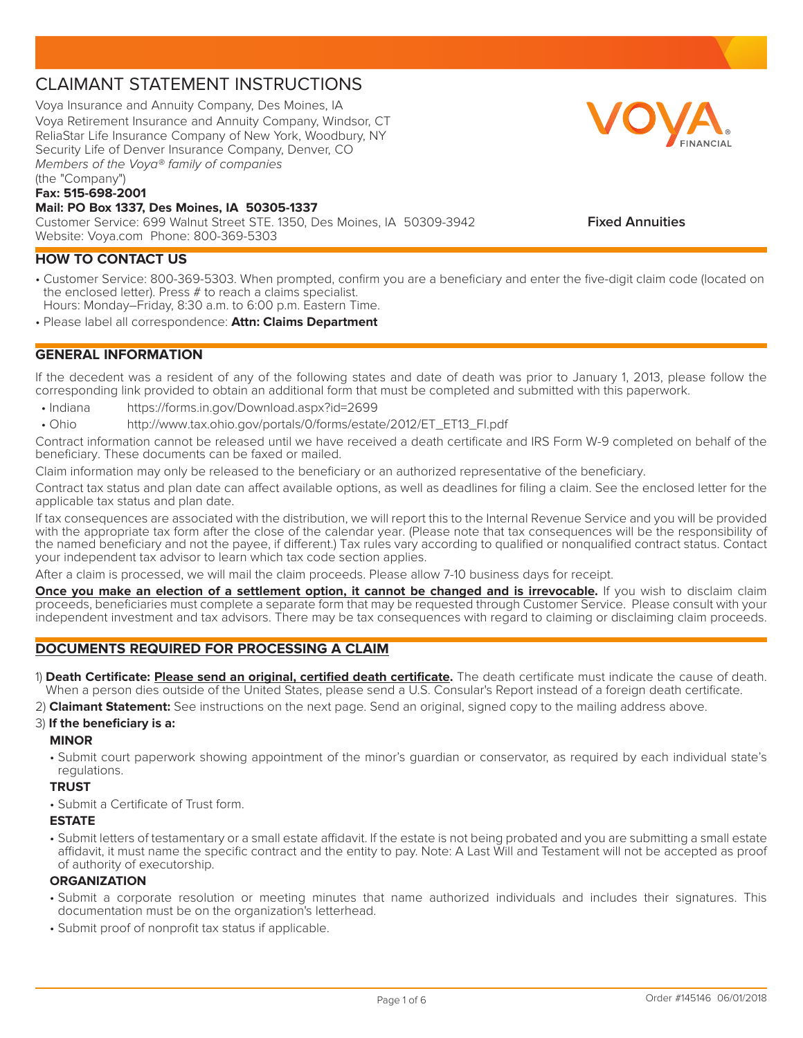# CLAIMANT STATEMENT INSTRUCTIONS

Voya Insurance and Annuity Company, Des Moines, IA
Voya Retirement Insurance and Annuity Company, Windsor, CT
ReliaStar Life Insurance Company of New York, Woodbury, NY
Security Life of Denver Insurance Company, Denver, CO
*Members of the Voya® family of companies*
(the "Company")

**Fax: 515-698-2001**

**Mail: PO Box 1337, Des Moines, IA 50305-1337**

Customer Service: 699 Walnut Street STE. 1350, Des Moines, IA 50309-3942
Website: Voya.com Phone: 800-369-5303

**Fixed Annuities**

## HOW TO CONTACT US

- Customer Service: 800-369-5303. When prompted, confirm you are a beneficiary and enter the five-digit claim code (located on the enclosed letter). Press # to reach a claims specialist.
  Hours: Monday–Friday, 8:30 a.m. to 6:00 p.m. Eastern Time.
- Please label all correspondence: **Attn: Claims Department**

## GENERAL INFORMATION

If the decedent was a resident of any of the following states and date of death was prior to January 1, 2013, please follow the corresponding link provided to obtain an additional form that must be completed and submitted with this paperwork.

- Indiana https://forms.in.gov/Download.aspx?id=2699
- Ohio http://www.tax.ohio.gov/portals/0/forms/estate/2012/ET_ET13_FI.pdf

Contract information cannot be released until we have received a death certificate and IRS Form W-9 completed on behalf of the beneficiary. These documents can be faxed or mailed.

Claim information may only be released to the beneficiary or an authorized representative of the beneficiary.

Contract tax status and plan date can affect available options, as well as deadlines for filing a claim. See the enclosed letter for the applicable tax status and plan date.

If tax consequences are associated with the distribution, we will report this to the Internal Revenue Service and you will be provided with the appropriate tax form after the close of the calendar year. (Please note that tax consequences will be the responsibility of the named beneficiary and not the payee, if different.) Tax rules vary according to qualified or nonqualified contract status. Contact your independent tax advisor to learn which tax code section applies.

After a claim is processed, we will mail the claim proceeds. Please allow 7-10 business days for receipt.

**Once you make an election of a settlement option, it cannot be changed and is irrevocable.** If you wish to disclaim claim proceeds, beneficiaries must complete a separate form that may be requested through Customer Service. Please consult with your independent investment and tax advisors. There may be tax consequences with regard to claiming or disclaiming claim proceeds.

## DOCUMENTS REQUIRED FOR PROCESSING A CLAIM

1) **Death Certificate: Please send an original, certified death certificate.** The death certificate must indicate the cause of death. When a person dies outside of the United States, please send a U.S. Consular's Report instead of a foreign death certificate.

2) **Claimant Statement:** See instructions on the next page. Send an original, signed copy to the mailing address above.

3) **If the beneficiary is a:**

**MINOR**

- Submit court paperwork showing appointment of the minor's guardian or conservator, as required by each individual state's regulations.

**TRUST**

- Submit a Certificate of Trust form.

**ESTATE**

- Submit letters of testamentary or a small estate affidavit. If the estate is not being probated and you are submitting a small estate affidavit, it must name the specific contract and the entity to pay. Note: A Last Will and Testament will not be accepted as proof of authority of executorship.

**ORGANIZATION**

- Submit a corporate resolution or meeting minutes that name authorized individuals and includes their signatures. This documentation must be on the organization's letterhead.
- Submit proof of nonprofit tax status if applicable.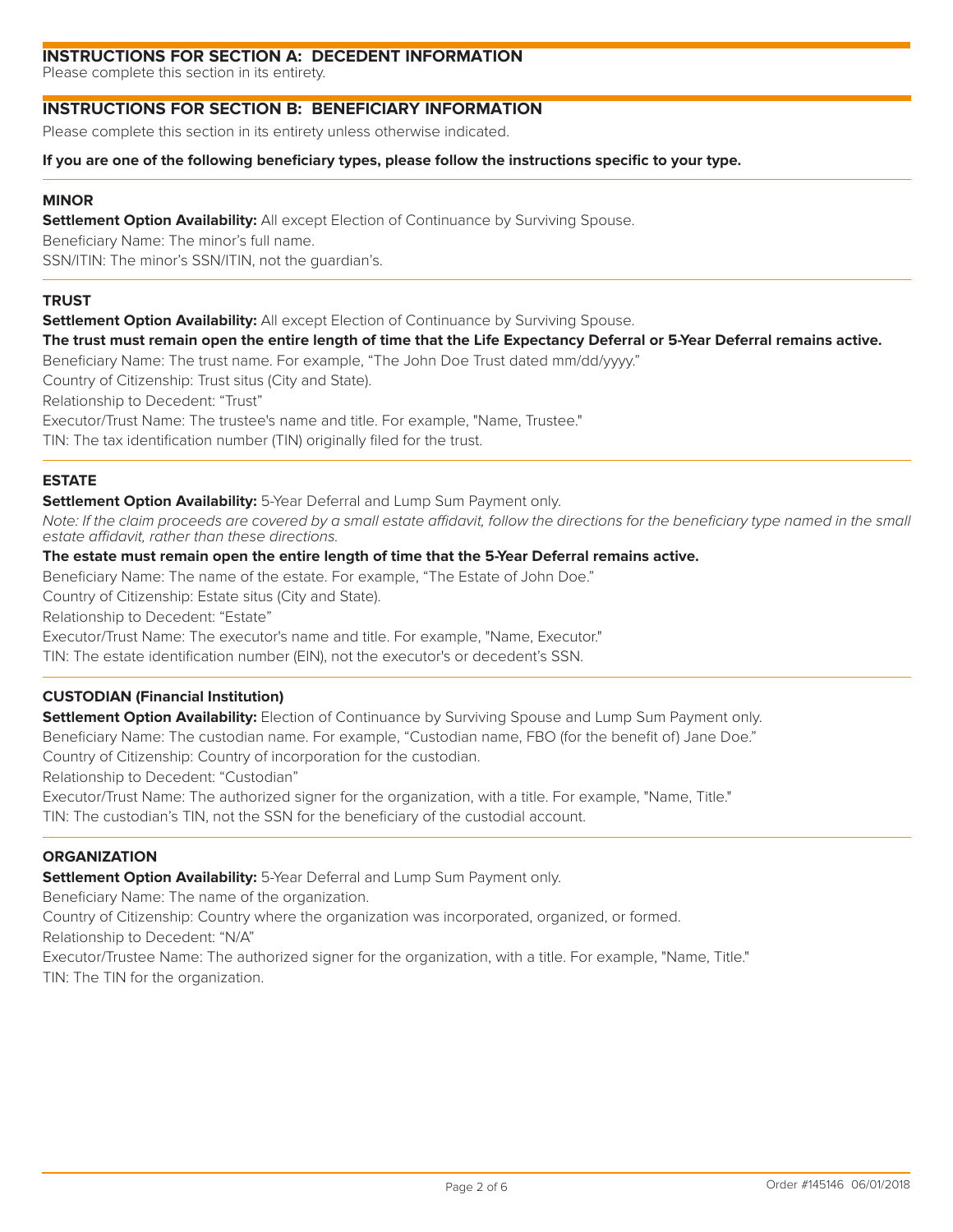## INSTRUCTIONS FOR SECTION A: DECEDENT INFORMATION

Please complete this section in its entirety.

## INSTRUCTIONS FOR SECTION B: BENEFICIARY INFORMATION

Please complete this section in its entirety unless otherwise indicated.

**If you are one of the following beneficiary types, please follow the instructions specific to your type.**

### MINOR

**Settlement Option Availability:** All except Election of Continuance by Surviving Spouse.

Beneficiary Name: The minor's full name.

SSN/ITIN: The minor's SSN/ITIN, not the guardian's.

### TRUST

**Settlement Option Availability:** All except Election of Continuance by Surviving Spouse.

**The trust must remain open the entire length of time that the Life Expectancy Deferral or 5-Year Deferral remains active.**

Beneficiary Name: The trust name. For example, "The John Doe Trust dated mm/dd/yyyy."

Country of Citizenship: Trust situs (City and State).

Relationship to Decedent: "Trust"

Executor/Trust Name: The trustee's name and title. For example, "Name, Trustee."

TIN: The tax identification number (TIN) originally filed for the trust.

### ESTATE

**Settlement Option Availability:** 5-Year Deferral and Lump Sum Payment only.

*Note: If the claim proceeds are covered by a small estate affidavit, follow the directions for the beneficiary type named in the small estate affidavit, rather than these directions.*

**The estate must remain open the entire length of time that the 5-Year Deferral remains active.**

Beneficiary Name: The name of the estate. For example, "The Estate of John Doe."

Country of Citizenship: Estate situs (City and State).

Relationship to Decedent: "Estate"

Executor/Trust Name: The executor's name and title. For example, "Name, Executor."

TIN: The estate identification number (EIN), not the executor's or decedent's SSN.

### CUSTODIAN (Financial Institution)

**Settlement Option Availability:** Election of Continuance by Surviving Spouse and Lump Sum Payment only.

Beneficiary Name: The custodian name. For example, "Custodian name, FBO (for the benefit of) Jane Doe."

Country of Citizenship: Country of incorporation for the custodian.

Relationship to Decedent: "Custodian"

Executor/Trust Name: The authorized signer for the organization, with a title. For example, "Name, Title."

TIN: The custodian's TIN, not the SSN for the beneficiary of the custodial account.

### ORGANIZATION

**Settlement Option Availability:** 5-Year Deferral and Lump Sum Payment only.

Beneficiary Name: The name of the organization.

Country of Citizenship: Country where the organization was incorporated, organized, or formed.

Relationship to Decedent: "N/A"

Executor/Trustee Name: The authorized signer for the organization, with a title. For example, "Name, Title."

TIN: The TIN for the organization.

Order #145146 06/01/2018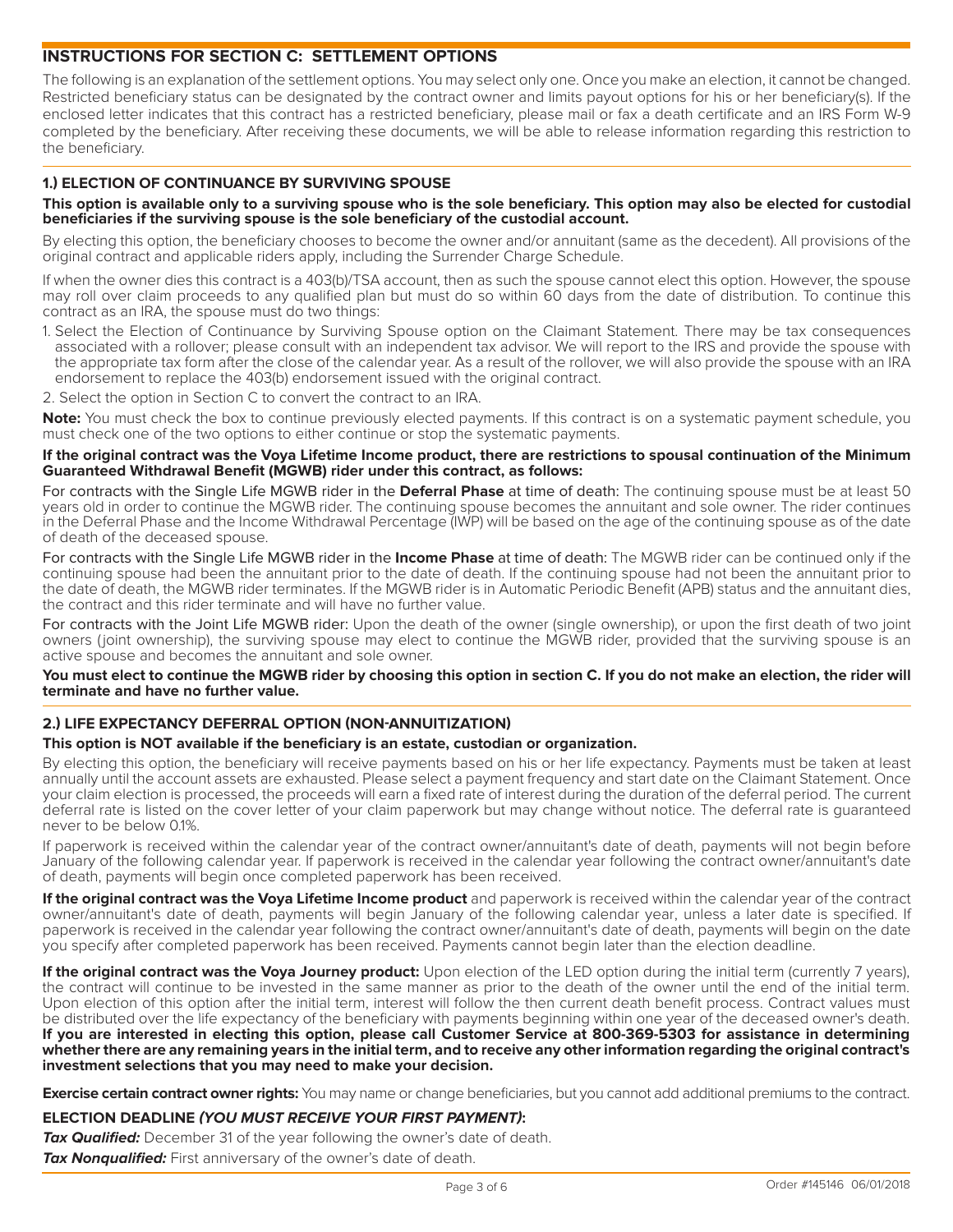## INSTRUCTIONS FOR SECTION C: SETTLEMENT OPTIONS

The following is an explanation of the settlement options. You may select only one. Once you make an election, it cannot be changed. Restricted beneficiary status can be designated by the contract owner and limits payout options for his or her beneficiary(s). If the enclosed letter indicates that this contract has a restricted beneficiary, please mail or fax a death certificate and an IRS Form W-9 completed by the beneficiary. After receiving these documents, we will be able to release information regarding this restriction to the beneficiary.

### 1.) ELECTION OF CONTINUANCE BY SURVIVING SPOUSE

**This option is available only to a surviving spouse who is the sole beneficiary. This option may also be elected for custodial beneficiaries if the surviving spouse is the sole beneficiary of the custodial account.**

By electing this option, the beneficiary chooses to become the owner and/or annuitant (same as the decedent). All provisions of the original contract and applicable riders apply, including the Surrender Charge Schedule.

If when the owner dies this contract is a 403(b)/TSA account, then as such the spouse cannot elect this option. However, the spouse may roll over claim proceeds to any qualified plan but must do so within 60 days from the date of distribution. To continue this contract as an IRA, the spouse must do two things:

1. Select the Election of Continuance by Surviving Spouse option on the Claimant Statement. There may be tax consequences associated with a rollover; please consult with an independent tax advisor. We will report to the IRS and provide the spouse with the appropriate tax form after the close of the calendar year. As a result of the rollover, we will also provide the spouse with an IRA endorsement to replace the 403(b) endorsement issued with the original contract.
2. Select the option in Section C to convert the contract to an IRA.

**Note:** You must check the box to continue previously elected payments. If this contract is on a systematic payment schedule, you must check one of the two options to either continue or stop the systematic payments.

**If the original contract was the Voya Lifetime Income product, there are restrictions to spousal continuation of the Minimum Guaranteed Withdrawal Benefit (MGWB) rider under this contract, as follows:**

For contracts with the Single Life MGWB rider in the **Deferral Phase** at time of death: The continuing spouse must be at least 50 years old in order to continue the MGWB rider. The continuing spouse becomes the annuitant and sole owner. The rider continues in the Deferral Phase and the Income Withdrawal Percentage (IWP) will be based on the age of the continuing spouse as of the date of death of the deceased spouse.

For contracts with the Single Life MGWB rider in the **Income Phase** at time of death: The MGWB rider can be continued only if the continuing spouse had been the annuitant prior to the date of death. If the continuing spouse had not been the annuitant prior to the date of death, the MGWB rider terminates. If the MGWB rider is in Automatic Periodic Benefit (APB) status and the annuitant dies, the contract and this rider terminate and will have no further value.

For contracts with the Joint Life MGWB rider: Upon the death of the owner (single ownership), or upon the first death of two joint owners (joint ownership), the surviving spouse may elect to continue the MGWB rider, provided that the surviving spouse is an active spouse and becomes the annuitant and sole owner.

**You must elect to continue the MGWB rider by choosing this option in section C. If you do not make an election, the rider will terminate and have no further value.**

### 2.) LIFE EXPECTANCY DEFERRAL OPTION (NON-ANNUITIZATION)

**This option is NOT available if the beneficiary is an estate, custodian or organization.**

By electing this option, the beneficiary will receive payments based on his or her life expectancy. Payments must be taken at least annually until the account assets are exhausted. Please select a payment frequency and start date on the Claimant Statement. Once your claim election is processed, the proceeds will earn a fixed rate of interest during the duration of the deferral period. The current deferral rate is listed on the cover letter of your claim paperwork but may change without notice. The deferral rate is guaranteed never to be below 0.1%.

If paperwork is received within the calendar year of the contract owner/annuitant's date of death, payments will not begin before January of the following calendar year. If paperwork is received in the calendar year following the contract owner/annuitant's date of death, payments will begin once completed paperwork has been received.

**If the original contract was the Voya Lifetime Income product** and paperwork is received within the calendar year of the contract owner/annuitant's date of death, payments will begin January of the following calendar year, unless a later date is specified. If paperwork is received in the calendar year following the contract owner/annuitant's date of death, payments will begin on the date you specify after completed paperwork has been received. Payments cannot begin later than the election deadline.

**If the original contract was the Voya Journey product:** Upon election of the LED option during the initial term (currently 7 years), the contract will continue to be invested in the same manner as prior to the death of the owner until the end of the initial term. Upon election of this option after the initial term, interest will follow the then current death benefit process. Contract values must be distributed over the life expectancy of the beneficiary with payments beginning within one year of the deceased owner's death. **If you are interested in electing this option, please call Customer Service at 800-369-5303 for assistance in determining whether there are any remaining years in the initial term, and to receive any other information regarding the original contract's investment selections that you may need to make your decision.**

**Exercise certain contract owner rights:** You may name or change beneficiaries, but you cannot add additional premiums to the contract.

**ELECTION DEADLINE *(YOU MUST RECEIVE YOUR FIRST PAYMENT)*:**

***Tax Qualified:*** December 31 of the year following the owner's date of death.

***Tax Nonqualified:*** First anniversary of the owner's date of death.

Order #145146 06/01/2018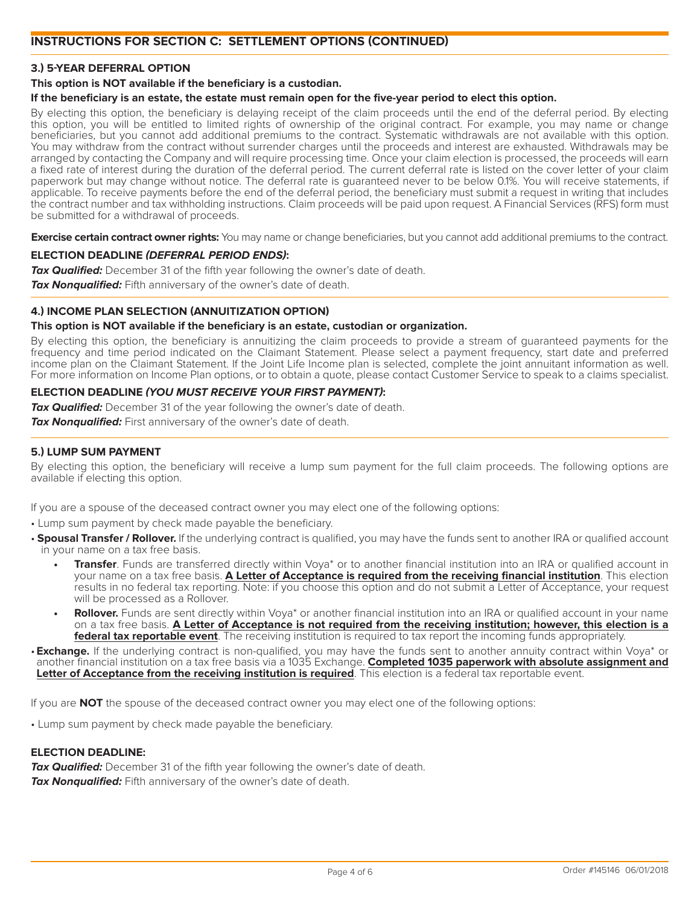## INSTRUCTIONS FOR SECTION C: SETTLEMENT OPTIONS (CONTINUED)

### 3.) 5-YEAR DEFERRAL OPTION

**This option is NOT available if the beneficiary is a custodian.**

**If the beneficiary is an estate, the estate must remain open for the five-year period to elect this option.**

By electing this option, the beneficiary is delaying receipt of the claim proceeds until the end of the deferral period. By electing this option, you will be entitled to limited rights of ownership of the original contract. For example, you may name or change beneficiaries, but you cannot add additional premiums to the contract. Systematic withdrawals are not available with this option. You may withdraw from the contract without surrender charges until the proceeds and interest are exhausted. Withdrawals may be arranged by contacting the Company and will require processing time. Once your claim election is processed, the proceeds will earn a fixed rate of interest during the duration of the deferral period. The current deferral rate is listed on the cover letter of your claim paperwork but may change without notice. The deferral rate is guaranteed never to be below 0.1%. You will receive statements, if applicable. To receive payments before the end of the deferral period, the beneficiary must submit a request in writing that includes the contract number and tax withholding instructions. Claim proceeds will be paid upon request. A Financial Services (RFS) form must be submitted for a withdrawal of proceeds.

**Exercise certain contract owner rights:** You may name or change beneficiaries, but you cannot add additional premiums to the contract.

**ELECTION DEADLINE *(DEFERRAL PERIOD ENDS)*:**

***Tax Qualified:*** December 31 of the fifth year following the owner's date of death.

***Tax Nonqualified:*** Fifth anniversary of the owner's date of death.

### 4.) INCOME PLAN SELECTION (ANNUITIZATION OPTION)

**This option is NOT available if the beneficiary is an estate, custodian or organization.**

By electing this option, the beneficiary is annuitizing the claim proceeds to provide a stream of guaranteed payments for the frequency and time period indicated on the Claimant Statement. Please select a payment frequency, start date and preferred income plan on the Claimant Statement. If the Joint Life Income plan is selected, complete the joint annuitant information as well. For more information on Income Plan options, or to obtain a quote, please contact Customer Service to speak to a claims specialist.

**ELECTION DEADLINE *(YOU MUST RECEIVE YOUR FIRST PAYMENT)*:**

***Tax Qualified:*** December 31 of the year following the owner's date of death.

***Tax Nonqualified:*** First anniversary of the owner's date of death.

### 5.) LUMP SUM PAYMENT

By electing this option, the beneficiary will receive a lump sum payment for the full claim proceeds. The following options are available if electing this option.

If you are a spouse of the deceased contract owner you may elect one of the following options:

- Lump sum payment by check made payable the beneficiary.
- **Spousal Transfer / Rollover.** If the underlying contract is qualified, you may have the funds sent to another IRA or qualified account in your name on a tax free basis.
  - **Transfer**. Funds are transferred directly within Voya* or to another financial institution into an IRA or qualified account in your name on a tax free basis. **<u>A Letter of Acceptance is required from the receiving financial institution</u>**. This election results in no federal tax reporting. Note: if you choose this option and do not submit a Letter of Acceptance, your request will be processed as a Rollover.
  - **Rollover.** Funds are sent directly within Voya* or another financial institution into an IRA or qualified account in your name on a tax free basis. **<u>A Letter of Acceptance is not required from the receiving institution; however, this election is a federal tax reportable event</u>**. The receiving institution is required to tax report the incoming funds appropriately.
- **Exchange.** If the underlying contract is non-qualified, you may have the funds sent to another annuity contract within Voya* or another financial institution on a tax free basis via a 1035 Exchange. **<u>Completed 1035 paperwork with absolute assignment and Letter of Acceptance from the receiving institution is required</u>**. This election is a federal tax reportable event.

If you are **NOT** the spouse of the deceased contract owner you may elect one of the following options:

- Lump sum payment by check made payable the beneficiary.

**ELECTION DEADLINE:**

***Tax Qualified:*** December 31 of the fifth year following the owner's date of death.

***Tax Nonqualified:*** Fifth anniversary of the owner's date of death.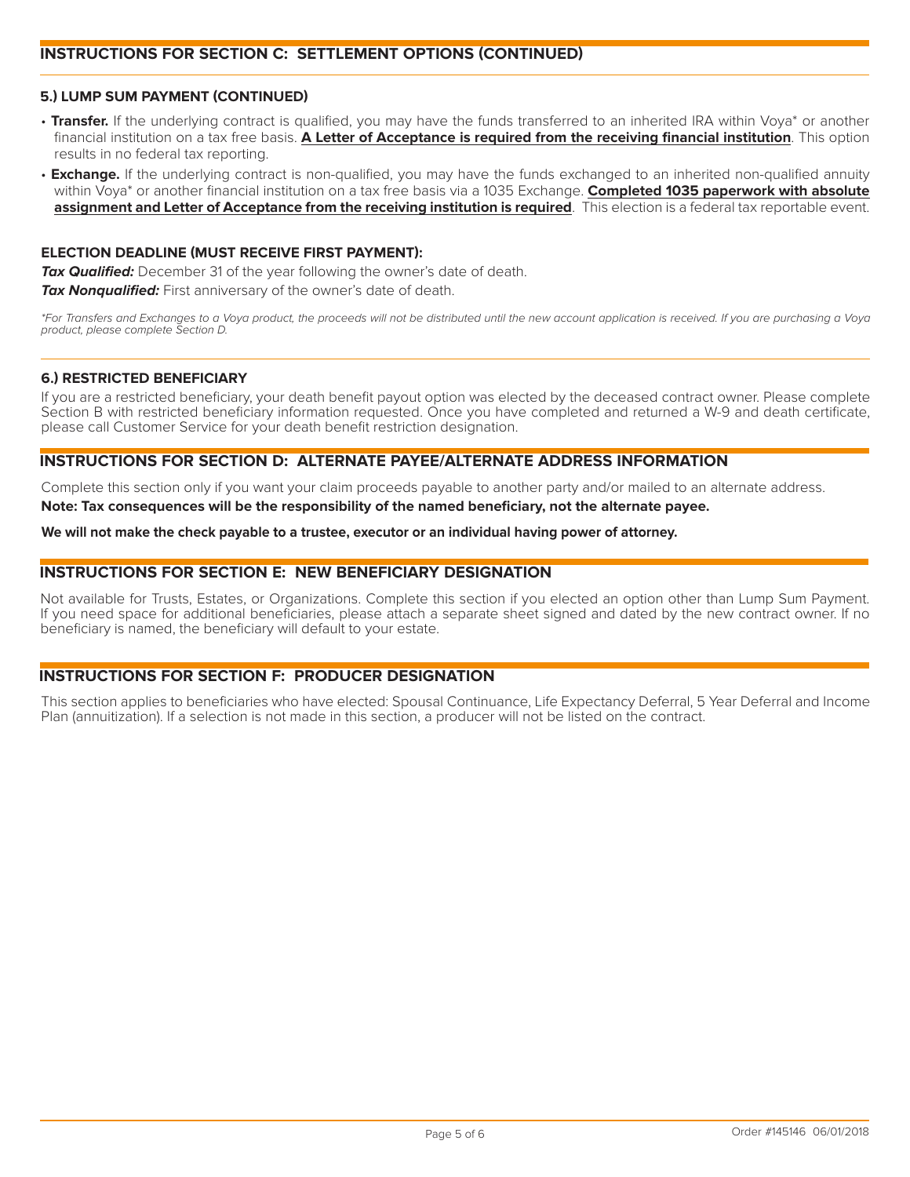## INSTRUCTIONS FOR SECTION C: SETTLEMENT OPTIONS (CONTINUED)

### 5.) LUMP SUM PAYMENT (CONTINUED)

- **Transfer.** If the underlying contract is qualified, you may have the funds transferred to an inherited IRA within Voya* or another financial institution on a tax free basis. **A Letter of Acceptance is required from the receiving financial institution**. This option results in no federal tax reporting.
- **Exchange.** If the underlying contract is non-qualified, you may have the funds exchanged to an inherited non-qualified annuity within Voya* or another financial institution on a tax free basis via a 1035 Exchange. **Completed 1035 paperwork with absolute assignment and Letter of Acceptance from the receiving institution is required**. This election is a federal tax reportable event.

**ELECTION DEADLINE (MUST RECEIVE FIRST PAYMENT):**

***Tax Qualified:*** December 31 of the year following the owner's date of death.

***Tax Nonqualified:*** First anniversary of the owner's date of death.

*\*For Transfers and Exchanges to a Voya product, the proceeds will not be distributed until the new account application is received. If you are purchasing a Voya product, please complete Section D.*

### 6.) RESTRICTED BENEFICIARY

If you are a restricted beneficiary, your death benefit payout option was elected by the deceased contract owner. Please complete Section B with restricted beneficiary information requested. Once you have completed and returned a W-9 and death certificate, please call Customer Service for your death benefit restriction designation.

## INSTRUCTIONS FOR SECTION D: ALTERNATE PAYEE/ALTERNATE ADDRESS INFORMATION

Complete this section only if you want your claim proceeds payable to another party and/or mailed to an alternate address.

**Note: Tax consequences will be the responsibility of the named beneficiary, not the alternate payee.**

**We will not make the check payable to a trustee, executor or an individual having power of attorney.**

## INSTRUCTIONS FOR SECTION E: NEW BENEFICIARY DESIGNATION

Not available for Trusts, Estates, or Organizations. Complete this section if you elected an option other than Lump Sum Payment. If you need space for additional beneficiaries, please attach a separate sheet signed and dated by the new contract owner. If no beneficiary is named, the beneficiary will default to your estate.

## INSTRUCTIONS FOR SECTION F: PRODUCER DESIGNATION

This section applies to beneficiaries who have elected: Spousal Continuance, Life Expectancy Deferral, 5 Year Deferral and Income Plan (annuitization). If a selection is not made in this section, a producer will not be listed on the contract.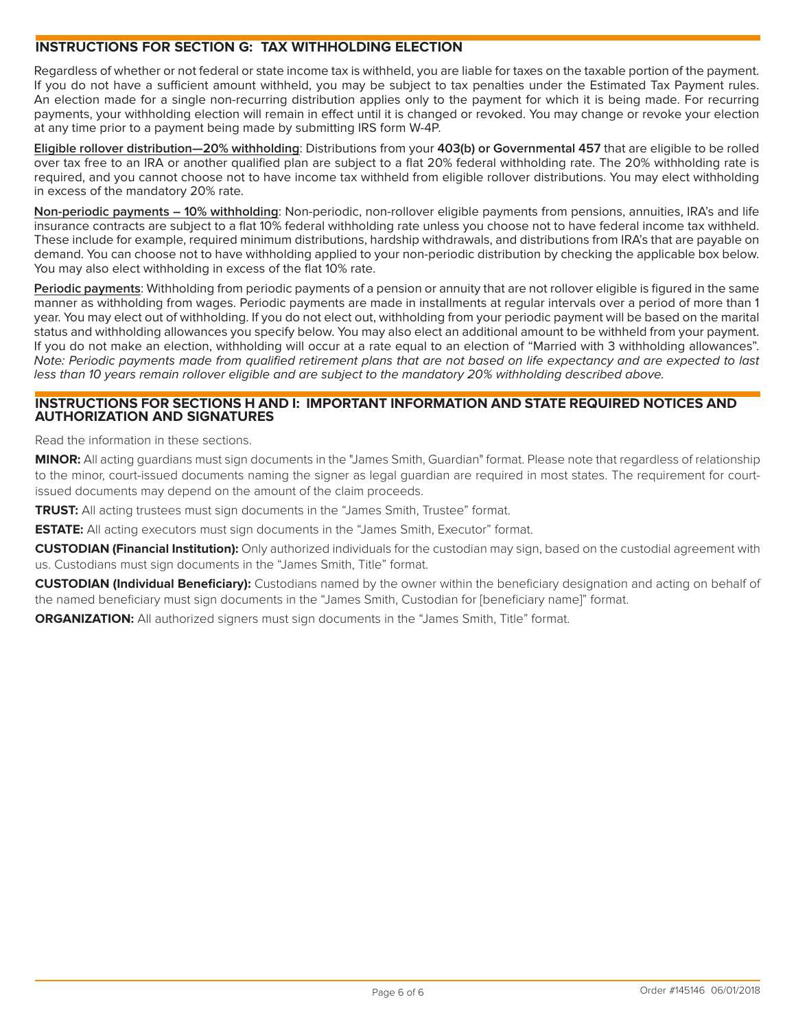## INSTRUCTIONS FOR SECTION G: TAX WITHHOLDING ELECTION

Regardless of whether or not federal or state income tax is withheld, you are liable for taxes on the taxable portion of the payment. If you do not have a sufficient amount withheld, you may be subject to tax penalties under the Estimated Tax Payment rules. An election made for a single non-recurring distribution applies only to the payment for which it is being made. For recurring payments, your withholding election will remain in effect until it is changed or revoked. You may change or revoke your election at any time prior to a payment being made by submitting IRS form W-4P.

**Eligible rollover distribution—20% withholding**: Distributions from your **403(b) or Governmental 457** that are eligible to be rolled over tax free to an IRA or another qualified plan are subject to a flat 20% federal withholding rate. The 20% withholding rate is required, and you cannot choose not to have income tax withheld from eligible rollover distributions. You may elect withholding in excess of the mandatory 20% rate.

**Non-periodic payments – 10% withholding**: Non-periodic, non-rollover eligible payments from pensions, annuities, IRA's and life insurance contracts are subject to a flat 10% federal withholding rate unless you choose not to have federal income tax withheld. These include for example, required minimum distributions, hardship withdrawals, and distributions from IRA's that are payable on demand. You can choose not to have withholding applied to your non-periodic distribution by checking the applicable box below. You may also elect withholding in excess of the flat 10% rate.

**Periodic payments**: Withholding from periodic payments of a pension or annuity that are not rollover eligible is figured in the same manner as withholding from wages. Periodic payments are made in installments at regular intervals over a period of more than 1 year. You may elect out of withholding. If you do not elect out, withholding from your periodic payment will be based on the marital status and withholding allowances you specify below. You may also elect an additional amount to be withheld from your payment. If you do not make an election, withholding will occur at a rate equal to an election of "Married with 3 withholding allowances". *Note: Periodic payments made from qualified retirement plans that are not based on life expectancy and are expected to last less than 10 years remain rollover eligible and are subject to the mandatory 20% withholding described above.*

## INSTRUCTIONS FOR SECTIONS H AND I: IMPORTANT INFORMATION AND STATE REQUIRED NOTICES AND AUTHORIZATION AND SIGNATURES

Read the information in these sections.

**MINOR:** All acting guardians must sign documents in the "James Smith, Guardian" format. Please note that regardless of relationship to the minor, court-issued documents naming the signer as legal guardian are required in most states. The requirement for court-issued documents may depend on the amount of the claim proceeds.

**TRUST:** All acting trustees must sign documents in the "James Smith, Trustee" format.

**ESTATE:** All acting executors must sign documents in the "James Smith, Executor" format.

**CUSTODIAN (Financial Institution):** Only authorized individuals for the custodian may sign, based on the custodial agreement with us. Custodians must sign documents in the "James Smith, Title" format.

**CUSTODIAN (Individual Beneficiary):** Custodians named by the owner within the beneficiary designation and acting on behalf of the named beneficiary must sign documents in the "James Smith, Custodian for [beneficiary name]" format.

**ORGANIZATION:** All authorized signers must sign documents in the "James Smith, Title" format.

Order #145146 06/01/2018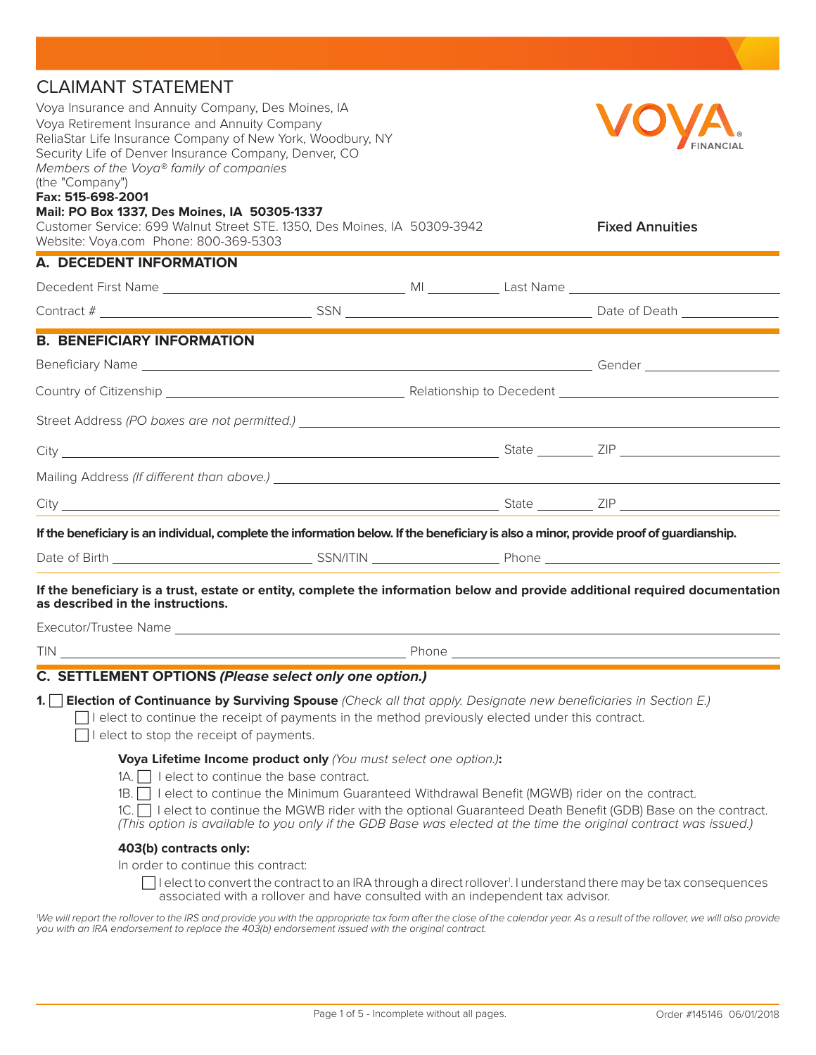# CLAIMANT STATEMENT

Voya Insurance and Annuity Company, Des Moines, IA
Voya Retirement Insurance and Annuity Company
ReliaStar Life Insurance Company of New York, Woodbury, NY
Security Life of Denver Insurance Company, Denver, CO
*Members of the Voya® family of companies*
(the "Company")
**Fax: 515-698-2001**
**Mail: PO Box 1337, Des Moines, IA 50305-1337**
Customer Service: 699 Walnut Street STE. 1350, Des Moines, IA 50309-3942
Website: Voya.com Phone: 800-369-5303

VOYA FINANCIAL

**Fixed Annuities**

## A. DECEDENT INFORMATION

Decedent First Name ______________________ MI ________ Last Name ______________________

Contract # ______________________ SSN ______________________ Date of Death ____________

## B. BENEFICIARY INFORMATION

Beneficiary Name ______________________________________________ Gender ____________

Country of Citizenship ______________________ Relationship to Decedent ______________________

Street Address *(PO boxes are not permitted.)* ______________________________________________

City ______________________________________ State ________ ZIP ____________

Mailing Address *(If different than above.)* ______________________________________________

City ______________________________________ State ________ ZIP ____________

**If the beneficiary is an individual, complete the information below. If the beneficiary is also a minor, provide proof of guardianship.**

Date of Birth ______________________ SSN/ITIN ______________ Phone ______________________

**If the beneficiary is a trust, estate or entity, complete the information below and provide additional required documentation as described in the instructions.**

Executor/Trustee Name ______________________________________________

TIN ______________________________ Phone ______________________________

## C. SETTLEMENT OPTIONS *(Please select only one option.)*

**1. ☐ Election of Continuance by Surviving Spouse** *(Check all that apply. Designate new beneficiaries in Section E.)*

- ☐ I elect to continue the receipt of payments in the method previously elected under this contract.
- ☐ I elect to stop the receipt of payments.

**Voya Lifetime Income product only** *(You must select one option.)***:**

- 1A. ☐ I elect to continue the base contract.
- 1B. ☐ I elect to continue the Minimum Guaranteed Withdrawal Benefit (MGWB) rider on the contract.
- 1C. ☐ I elect to continue the MGWB rider with the optional Guaranteed Death Benefit (GDB) Base on the contract. *(This option is available to you only if the GDB Base was elected at the time the original contract was issued.)*

**403(b) contracts only:**

In order to continue this contract:

☐ I elect to convert the contract to an IRA through a direct rollover[1]. I understand there may be tax consequences associated with a rollover and have consulted with an independent tax advisor.

[1]*We will report the rollover to the IRS and provide you with the appropriate tax form after the close of the calendar year. As a result of the rollover, we will also provide you with an IRA endorsement to replace the 403(b) endorsement issued with the original contract.*

Order #145146 06/01/2018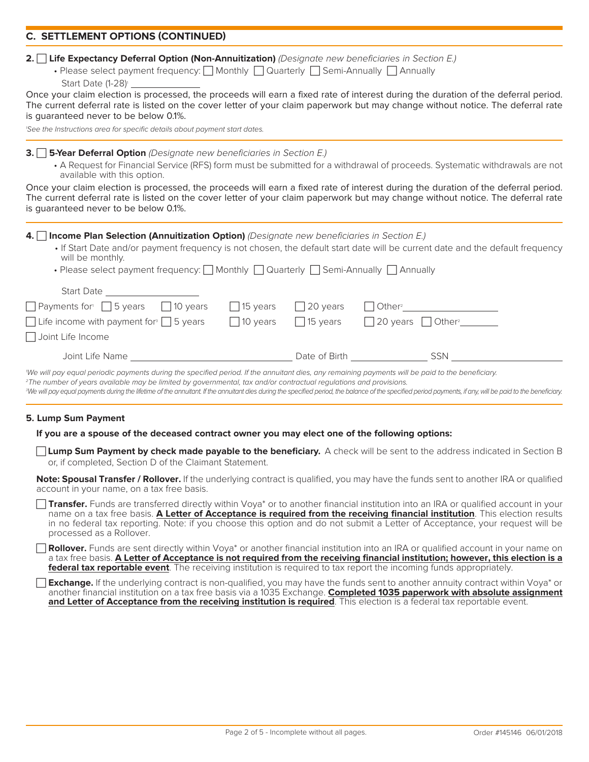## C. SETTLEMENT OPTIONS (CONTINUED)

**2.** ☐ **Life Expectancy Deferral Option (Non-Annuitization)** *(Designate new beneficiaries in Section E.)*

- Please select payment frequency: ☐ Monthly ☐ Quarterly ☐ Semi-Annually ☐ Annually

  Start Date (1-28)[1] ______________

Once your claim election is processed, the proceeds will earn a fixed rate of interest during the duration of the deferral period. The current deferral rate is listed on the cover letter of your claim paperwork but may change without notice. The deferral rate is guaranteed never to be below 0.1%.

*[1]See the Instructions area for specific details about payment start dates.*

**3.** ☐ **5-Year Deferral Option** *(Designate new beneficiaries in Section E.)*

- A Request for Financial Service (RFS) form must be submitted for a withdrawal of proceeds. Systematic withdrawals are not available with this option.

Once your claim election is processed, the proceeds will earn a fixed rate of interest during the duration of the deferral period. The current deferral rate is listed on the cover letter of your claim paperwork but may change without notice. The deferral rate is guaranteed never to be below 0.1%.

**4.** ☐ **Income Plan Selection (Annuitization Option)** *(Designate new beneficiaries in Section E.)*

- If Start Date and/or payment frequency is not chosen, the default start date will be current date and the default frequency will be monthly.
- Please select payment frequency: ☐ Monthly ☐ Quarterly ☐ Semi-Annually ☐ Annually

Start Date ______________

☐ Payments for[1] ☐ 5 years ☐ 10 years ☐ 15 years ☐ 20 years ☐ Other[2] ______________

☐ Life income with payment for[3] ☐ 5 years ☐ 10 years ☐ 15 years ☐ 20 years ☐ Other[2] ________

☐ Joint Life Income

Joint Life Name ______________________ Date of Birth ______________ SSN ______________

*[1]We will pay equal periodic payments during the specified period. If the annuitant dies, any remaining payments will be paid to the beneficiary.*
*[2]The number of years available may be limited by governmental, tax and/or contractual regulations and provisions.*
*[3]We will pay equal payments during the lifetime of the annuitant. If the annuitant dies during the specified period, the balance of the specified period payments, if any, will be paid to the beneficiary.*

**5. Lump Sum Payment**

**If you are a spouse of the deceased contract owner you may elect one of the following options:**

☐ **Lump Sum Payment by check made payable to the beneficiary.** A check will be sent to the address indicated in Section B or, if completed, Section D of the Claimant Statement.

**Note: Spousal Transfer / Rollover.** If the underlying contract is qualified, you may have the funds sent to another IRA or qualified account in your name, on a tax free basis.

☐ **Transfer.** Funds are transferred directly within Voya* or to another financial institution into an IRA or qualified account in your name on a tax free basis. **A Letter of Acceptance is required from the receiving financial institution**. This election results in no federal tax reporting. Note: if you choose this option and do not submit a Letter of Acceptance, your request will be processed as a Rollover.

☐ **Rollover.** Funds are sent directly within Voya* or another financial institution into an IRA or qualified account in your name on a tax free basis. **A Letter of Acceptance is not required from the receiving financial institution; however, this election is a federal tax reportable event**. The receiving institution is required to tax report the incoming funds appropriately.

☐ **Exchange.** If the underlying contract is non-qualified, you may have the funds sent to another annuity contract within Voya* or another financial institution on a tax free basis via a 1035 Exchange. **Completed 1035 paperwork with absolute assignment and Letter of Acceptance from the receiving institution is required**. This election is a federal tax reportable event.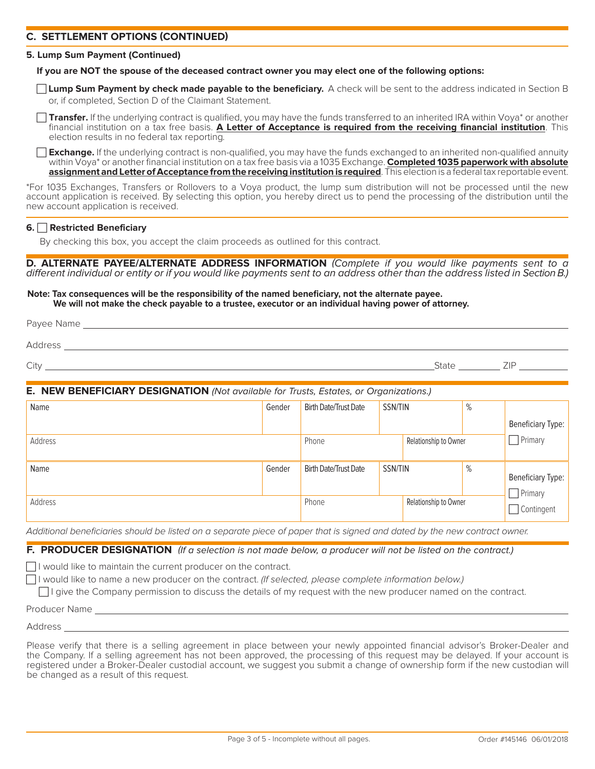## C. SETTLEMENT OPTIONS (CONTINUED)

### 5. Lump Sum Payment (Continued)

**If you are NOT the spouse of the deceased contract owner you may elect one of the following options:**

☐ **Lump Sum Payment by check made payable to the beneficiary.** A check will be sent to the address indicated in Section B or, if completed, Section D of the Claimant Statement.

☐ **Transfer.** If the underlying contract is qualified, you may have the funds transferred to an inherited IRA within Voya* or another financial institution on a tax free basis. **A Letter of Acceptance is required from the receiving financial institution**. This election results in no federal tax reporting.

☐ **Exchange.** If the underlying contract is non-qualified, you may have the funds exchanged to an inherited non-qualified annuity within Voya* or another financial institution on a tax free basis via a 1035 Exchange. **Completed 1035 paperwork with absolute assignment and Letter of Acceptance from the receiving institution is required**. This election is a federal tax reportable event.

*For 1035 Exchanges, Transfers or Rollovers to a Voya product, the lump sum distribution will not be processed until the new account application is received. By selecting this option, you hereby direct us to pend the processing of the distribution until the new account application is received.

### 6. ☐ Restricted Beneficiary

By checking this box, you accept the claim proceeds as outlined for this contract.

## D. ALTERNATE PAYEE/ALTERNATE ADDRESS INFORMATION *(Complete if you would like payments sent to a different individual or entity or if you would like payments sent to an address other than the address listed in Section B.)*

**Note: Tax consequences will be the responsibility of the named beneficiary, not the alternate payee.**
**We will not make the check payable to a trustee, executor or an individual having power of attorney.**

Payee Name ____________________

Address ____________________

City ____________________ State __________ ZIP __________

## E. NEW BENEFICIARY DESIGNATION *(Not available for Trusts, Estates, or Organizations.)*

| Name | Gender | Birth Date/Trust Date | SSN/TIN | % | Beneficiary Type: |
|---|---|---|---|---|---|
| Address | | Phone | Relationship to Owner | | ☐ Primary |
| Name | Gender | Birth Date/Trust Date | SSN/TIN | % | Beneficiary Type: ☐ Primary |
| Address | | Phone | Relationship to Owner | | ☐ Contingent |

*Additional beneficiaries should be listed on a separate piece of paper that is signed and dated by the new contract owner.*

## F. PRODUCER DESIGNATION *(If a selection is not made below, a producer will not be listed on the contract.)*

☐ I would like to maintain the current producer on the contract.

☐ I would like to name a new producer on the contract. *(If selected, please complete information below.)*

☐ I give the Company permission to discuss the details of my request with the new producer named on the contract.

Producer Name ____________________

Address ____________________

Please verify that there is a selling agreement in place between your newly appointed financial advisor's Broker-Dealer and the Company. If a selling agreement has not been approved, the processing of this request may be delayed. If your account is registered under a Broker-Dealer custodial account, we suggest you submit a change of ownership form if the new custodian will be changed as a result of this request.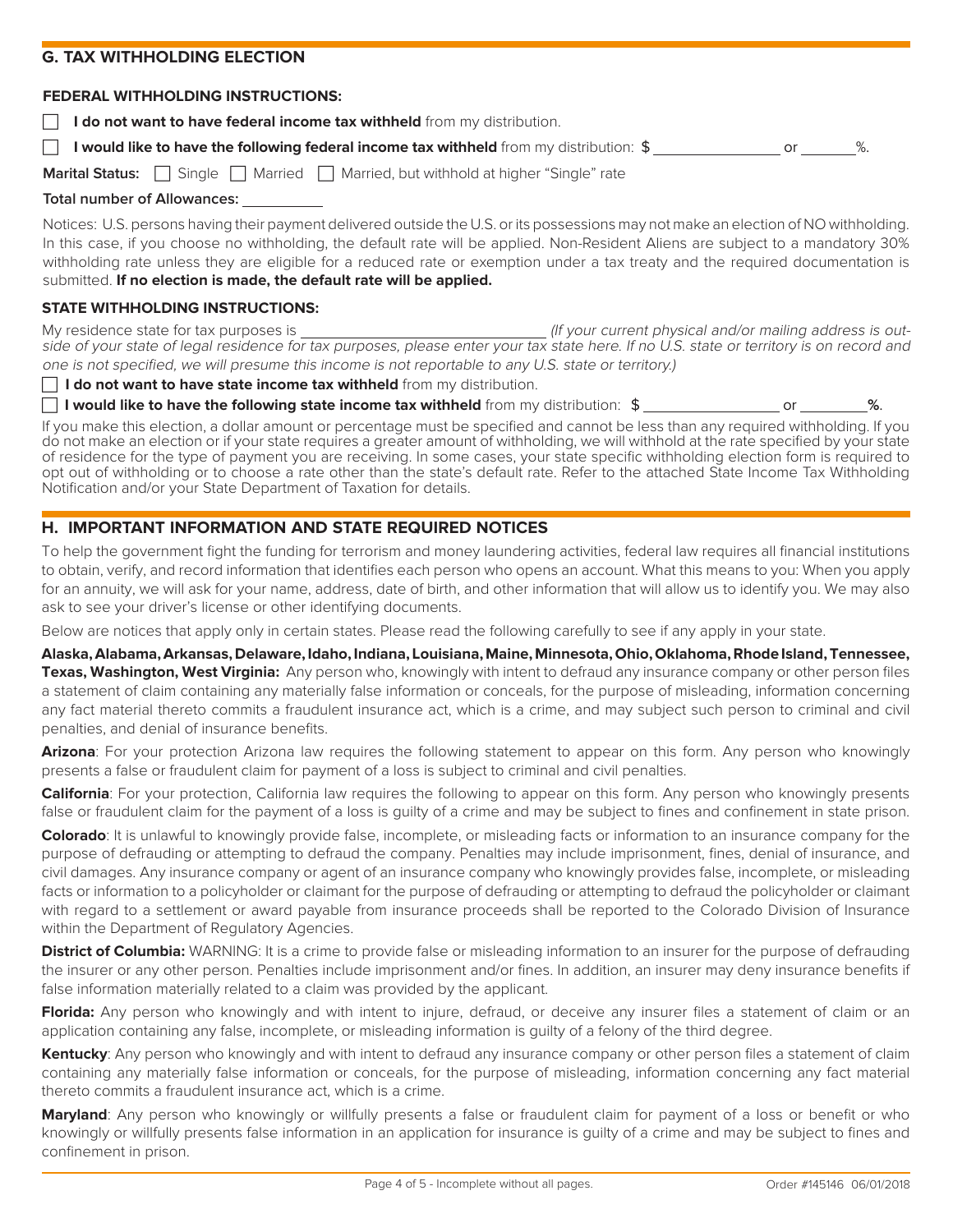## G. TAX WITHHOLDING ELECTION

### FEDERAL WITHHOLDING INSTRUCTIONS:

☐ **I do not want to have federal income tax withheld** from my distribution.

☐ **I would like to have the following federal income tax withheld** from my distribution: $ ______________ or ______%.

**Marital Status:** ☐ Single ☐ Married ☐ Married, but withhold at higher "Single" rate

**Total number of Allowances:** __________

Notices: U.S. persons having their payment delivered outside the U.S. or its possessions may not make an election of NO withholding. In this case, if you choose no withholding, the default rate will be applied. Non-Resident Aliens are subject to a mandatory 30% withholding rate unless they are eligible for a reduced rate or exemption under a tax treaty and the required documentation is submitted. **If no election is made, the default rate will be applied.**

### STATE WITHHOLDING INSTRUCTIONS:

My residence state for tax purposes is ____________________________ *(If your current physical and/or mailing address is outside of your state of legal residence for tax purposes, please enter your tax state here. If no U.S. state or territory is on record and one is not specified, we will presume this income is not reportable to any U.S. state or territory.)*

☐ **I do not want to have state income tax withheld** from my distribution.

☐ **I would like to have the following state income tax withheld** from my distribution: $ ______________ or ________**%**.

If you make this election, a dollar amount or percentage must be specified and cannot be less than any required withholding. If you do not make an election or if your state requires a greater amount of withholding, we will withhold at the rate specified by your state of residence for the type of payment you are receiving. In some cases, your state specific withholding election form is required to opt out of withholding or to choose a rate other than the state's default rate. Refer to the attached State Income Tax Withholding Notification and/or your State Department of Taxation for details.

## H. IMPORTANT INFORMATION AND STATE REQUIRED NOTICES

To help the government fight the funding for terrorism and money laundering activities, federal law requires all financial institutions to obtain, verify, and record information that identifies each person who opens an account. What this means to you: When you apply for an annuity, we will ask for your name, address, date of birth, and other information that will allow us to identify you. We may also ask to see your driver's license or other identifying documents.

Below are notices that apply only in certain states. Please read the following carefully to see if any apply in your state.

**Alaska, Alabama, Arkansas, Delaware, Idaho, Indiana, Louisiana, Maine, Minnesota, Ohio, Oklahoma, Rhode Island, Tennessee, Texas, Washington, West Virginia:** Any person who, knowingly with intent to defraud any insurance company or other person files a statement of claim containing any materially false information or conceals, for the purpose of misleading, information concerning any fact material thereto commits a fraudulent insurance act, which is a crime, and may subject such person to criminal and civil penalties, and denial of insurance benefits.

**Arizona**: For your protection Arizona law requires the following statement to appear on this form. Any person who knowingly presents a false or fraudulent claim for payment of a loss is subject to criminal and civil penalties.

**California**: For your protection, California law requires the following to appear on this form. Any person who knowingly presents false or fraudulent claim for the payment of a loss is guilty of a crime and may be subject to fines and confinement in state prison.

**Colorado**: It is unlawful to knowingly provide false, incomplete, or misleading facts or information to an insurance company for the purpose of defrauding or attempting to defraud the company. Penalties may include imprisonment, fines, denial of insurance, and civil damages. Any insurance company or agent of an insurance company who knowingly provides false, incomplete, or misleading facts or information to a policyholder or claimant for the purpose of defrauding or attempting to defraud the policyholder or claimant with regard to a settlement or award payable from insurance proceeds shall be reported to the Colorado Division of Insurance within the Department of Regulatory Agencies.

**District of Columbia:** WARNING: It is a crime to provide false or misleading information to an insurer for the purpose of defrauding the insurer or any other person. Penalties include imprisonment and/or fines. In addition, an insurer may deny insurance benefits if false information materially related to a claim was provided by the applicant.

**Florida:** Any person who knowingly and with intent to injure, defraud, or deceive any insurer files a statement of claim or an application containing any false, incomplete, or misleading information is guilty of a felony of the third degree.

**Kentucky**: Any person who knowingly and with intent to defraud any insurance company or other person files a statement of claim containing any materially false information or conceals, for the purpose of misleading, information concerning any fact material thereto commits a fraudulent insurance act, which is a crime.

**Maryland**: Any person who knowingly or willfully presents a false or fraudulent claim for payment of a loss or benefit or who knowingly or willfully presents false information in an application for insurance is guilty of a crime and may be subject to fines and confinement in prison.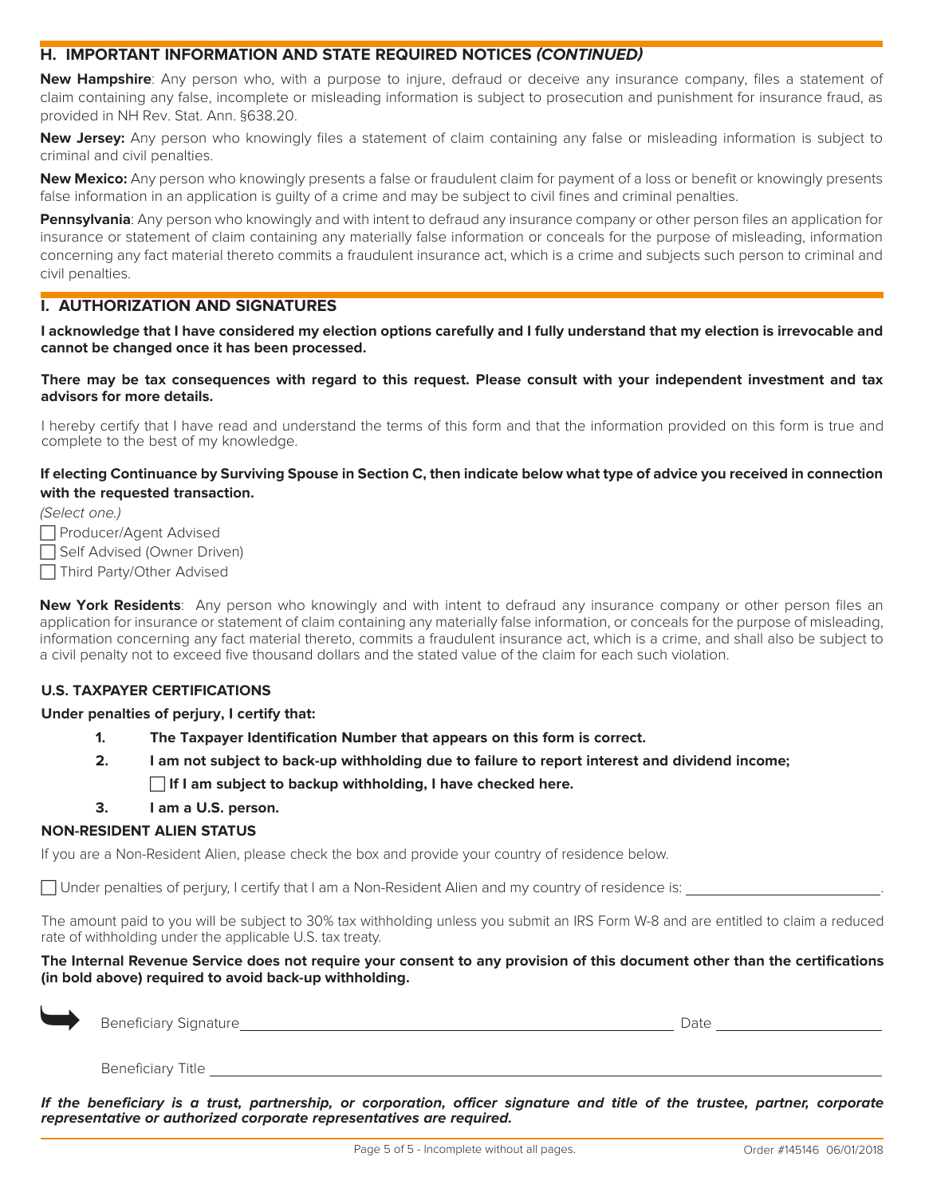## H. IMPORTANT INFORMATION AND STATE REQUIRED NOTICES *(CONTINUED)*

**New Hampshire**: Any person who, with a purpose to injure, defraud or deceive any insurance company, files a statement of claim containing any false, incomplete or misleading information is subject to prosecution and punishment for insurance fraud, as provided in NH Rev. Stat. Ann. §638.20.

**New Jersey:** Any person who knowingly files a statement of claim containing any false or misleading information is subject to criminal and civil penalties.

**New Mexico:** Any person who knowingly presents a false or fraudulent claim for payment of a loss or benefit or knowingly presents false information in an application is guilty of a crime and may be subject to civil fines and criminal penalties.

**Pennsylvania**: Any person who knowingly and with intent to defraud any insurance company or other person files an application for insurance or statement of claim containing any materially false information or conceals for the purpose of misleading, information concerning any fact material thereto commits a fraudulent insurance act, which is a crime and subjects such person to criminal and civil penalties.

## I. AUTHORIZATION AND SIGNATURES

**I acknowledge that I have considered my election options carefully and I fully understand that my election is irrevocable and cannot be changed once it has been processed.**

**There may be tax consequences with regard to this request. Please consult with your independent investment and tax advisors for more details.**

I hereby certify that I have read and understand the terms of this form and that the information provided on this form is true and complete to the best of my knowledge.

**If electing Continuance by Surviving Spouse in Section C, then indicate below what type of advice you received in connection with the requested transaction.**

*(Select one.)*

☐ Producer/Agent Advised

☐ Self Advised (Owner Driven)

☐ Third Party/Other Advised

**New York Residents**: Any person who knowingly and with intent to defraud any insurance company or other person files an application for insurance or statement of claim containing any materially false information, or conceals for the purpose of misleading, information concerning any fact material thereto, commits a fraudulent insurance act, which is a crime, and shall also be subject to a civil penalty not to exceed five thousand dollars and the stated value of the claim for each such violation.

**U.S. TAXPAYER CERTIFICATIONS**

**Under penalties of perjury, I certify that:**

1. **The Taxpayer Identification Number that appears on this form is correct.**
2. **I am not subject to back-up withholding due to failure to report interest and dividend income;**

   ☐ **If I am subject to backup withholding, I have checked here.**
3. **I am a U.S. person.**

**NON-RESIDENT ALIEN STATUS**

If you are a Non-Resident Alien, please check the box and provide your country of residence below.

☐ Under penalties of perjury, I certify that I am a Non-Resident Alien and my country of residence is: ______________________.

The amount paid to you will be subject to 30% tax withholding unless you submit an IRS Form W-8 and are entitled to claim a reduced rate of withholding under the applicable U.S. tax treaty.

**The Internal Revenue Service does not require your consent to any provision of this document other than the certifications (in bold above) required to avoid back-up withholding.**

Beneficiary Signature ______________________________ Date ______________

Beneficiary Title ______________________________

***If the beneficiary is a trust, partnership, or corporation, officer signature and title of the trustee, partner, corporate representative or authorized corporate representatives are required.***

Page 5 of 5 - Incomplete without all pages. Order #145146 06/01/2018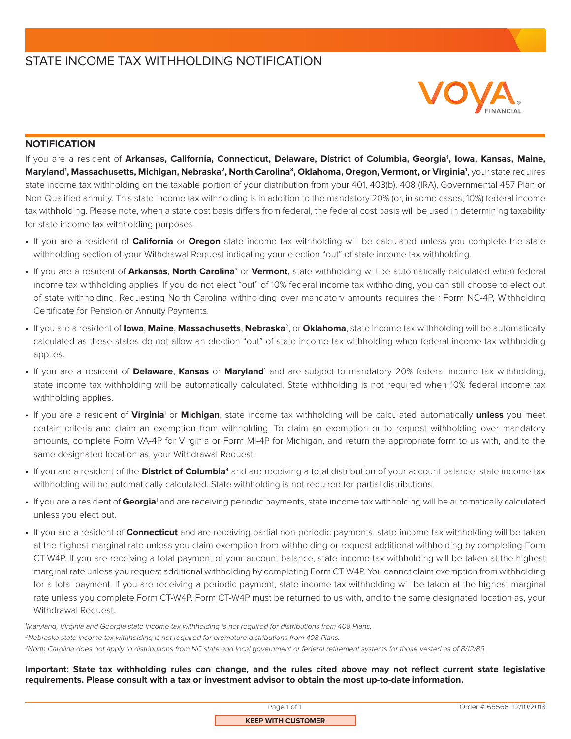# STATE INCOME TAX WITHHOLDING NOTIFICATION

## NOTIFICATION

If you are a resident of **Arkansas, California, Connecticut, Delaware, District of Columbia, Georgia[1], Iowa, Kansas, Maine, Maryland[1], Massachusetts, Michigan, Nebraska[2], North Carolina[3], Oklahoma, Oregon, Vermont, or Virginia[1]**, your state requires state income tax withholding on the taxable portion of your distribution from your 401, 403(b), 408 (IRA), Governmental 457 Plan or Non-Qualified annuity. This state income tax withholding is in addition to the mandatory 20% (or, in some cases, 10%) federal income tax withholding. Please note, when a state cost basis differs from federal, the federal cost basis will be used in determining taxability for state income tax withholding purposes.

- If you are a resident of **California** or **Oregon** state income tax withholding will be calculated unless you complete the state withholding section of your Withdrawal Request indicating your election "out" of state income tax withholding.
- If you are a resident of **Arkansas**, **North Carolina**[3] or **Vermont**, state withholding will be automatically calculated when federal income tax withholding applies. If you do not elect "out" of 10% federal income tax withholding, you can still choose to elect out of state withholding. Requesting North Carolina withholding over mandatory amounts requires their Form NC-4P, Withholding Certificate for Pension or Annuity Payments.
- If you are a resident of **Iowa**, **Maine**, **Massachusetts**, **Nebraska**[2], or **Oklahoma**, state income tax withholding will be automatically calculated as these states do not allow an election "out" of state income tax withholding when federal income tax withholding applies.
- If you are a resident of **Delaware**, **Kansas** or **Maryland**[1] and are subject to mandatory 20% federal income tax withholding, state income tax withholding will be automatically calculated. State withholding is not required when 10% federal income tax withholding applies.
- If you are a resident of **Virginia**[1] or **Michigan**, state income tax withholding will be calculated automatically **unless** you meet certain criteria and claim an exemption from withholding. To claim an exemption or to request withholding over mandatory amounts, complete Form VA-4P for Virginia or Form MI-4P for Michigan, and return the appropriate form to us with, and to the same designated location as, your Withdrawal Request.
- If you are a resident of the **District of Columbia**[4] and are receiving a total distribution of your account balance, state income tax withholding will be automatically calculated. State withholding is not required for partial distributions.
- If you are a resident of **Georgia**[1] and are receiving periodic payments, state income tax withholding will be automatically calculated unless you elect out.
- If you are a resident of **Connecticut** and are receiving partial non-periodic payments, state income tax withholding will be taken at the highest marginal rate unless you claim exemption from withholding or request additional withholding by completing Form CT-W4P. If you are receiving a total payment of your account balance, state income tax withholding will be taken at the highest marginal rate unless you request additional withholding by completing Form CT-W4P. You cannot claim exemption from withholding for a total payment. If you are receiving a periodic payment, state income tax withholding will be taken at the highest marginal rate unless you complete Form CT-W4P. Form CT-W4P must be returned to us with, and to the same designated location as, your Withdrawal Request.

*[1]Maryland, Virginia and Georgia state income tax withholding is not required for distributions from 408 Plans.*

*[2]Nebraska state income tax withholding is not required for premature distributions from 408 Plans.*

*[3]North Carolina does not apply to distributions from NC state and local government or federal retirement systems for those vested as of 8/12/89.*

**Important: State tax withholding rules can change, and the rules cited above may not reflect current state legislative requirements. Please consult with a tax or investment advisor to obtain the most up-to-date information.**

Order #165566 12/10/2018

**KEEP WITH CUSTOMER**